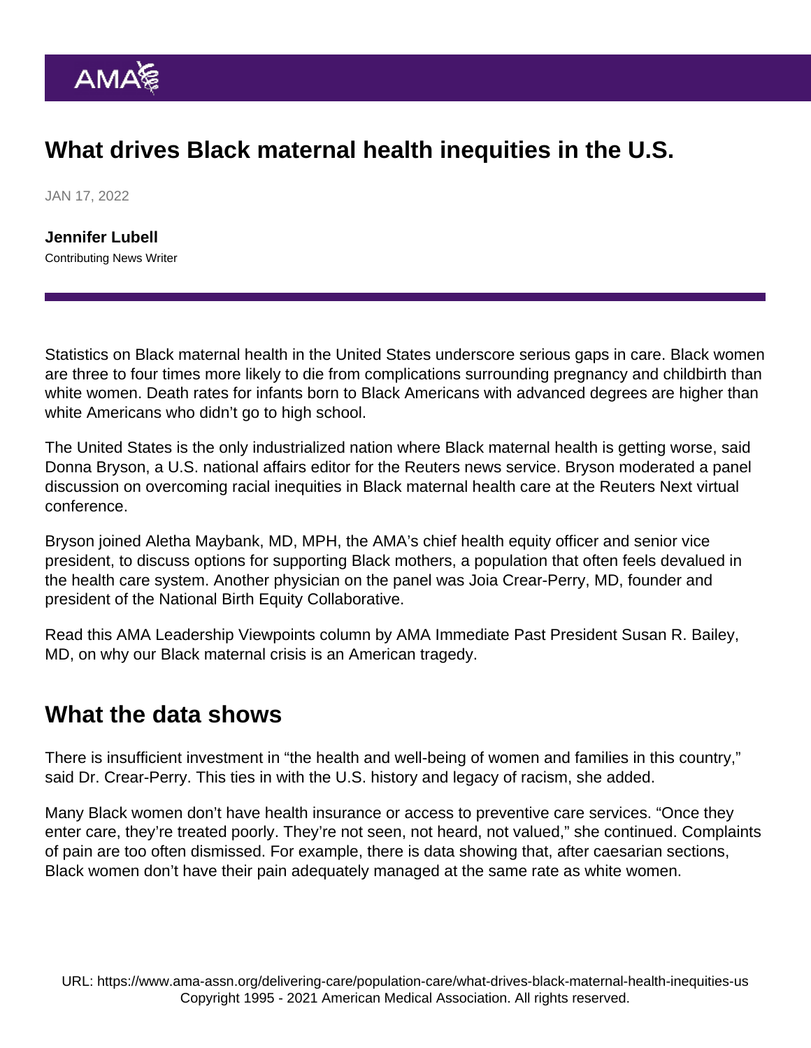# What drives Black maternal health inequities in the U.S.

JAN 17, 2022

**Jennifer Lubell**
Contributing News Writer

Statistics on Black maternal health in the United States underscore serious gaps in care. Black women are three to four times more likely to die from complications surrounding pregnancy and childbirth than white women. Death rates for infants born to Black Americans with advanced degrees are higher than white Americans who didn't go to high school.

The United States is the only industrialized nation where Black maternal health is getting worse, said Donna Bryson, a U.S. national affairs editor for the Reuters news service. Bryson moderated a panel discussion on overcoming racial inequities in Black maternal health care at the Reuters Next virtual conference.

Bryson joined Aletha Maybank, MD, MPH, the AMA's chief health equity officer and senior vice president, to discuss options for supporting Black mothers, a population that often feels devalued in the health care system. Another physician on the panel was Joia Crear-Perry, MD, founder and president of the National Birth Equity Collaborative.

Read this AMA Leadership Viewpoints column by AMA Immediate Past President Susan R. Bailey, MD, on why our Black maternal crisis is an American tragedy.

## What the data shows

There is insufficient investment in "the health and well-being of women and families in this country," said Dr. Crear-Perry. This ties in with the U.S. history and legacy of racism, she added.

Many Black women don't have health insurance or access to preventive care services. "Once they enter care, they're treated poorly. They're not seen, not heard, not valued," she continued. Complaints of pain are too often dismissed. For example, there is data showing that, after caesarian sections, Black women don't have their pain adequately managed at the same rate as white women.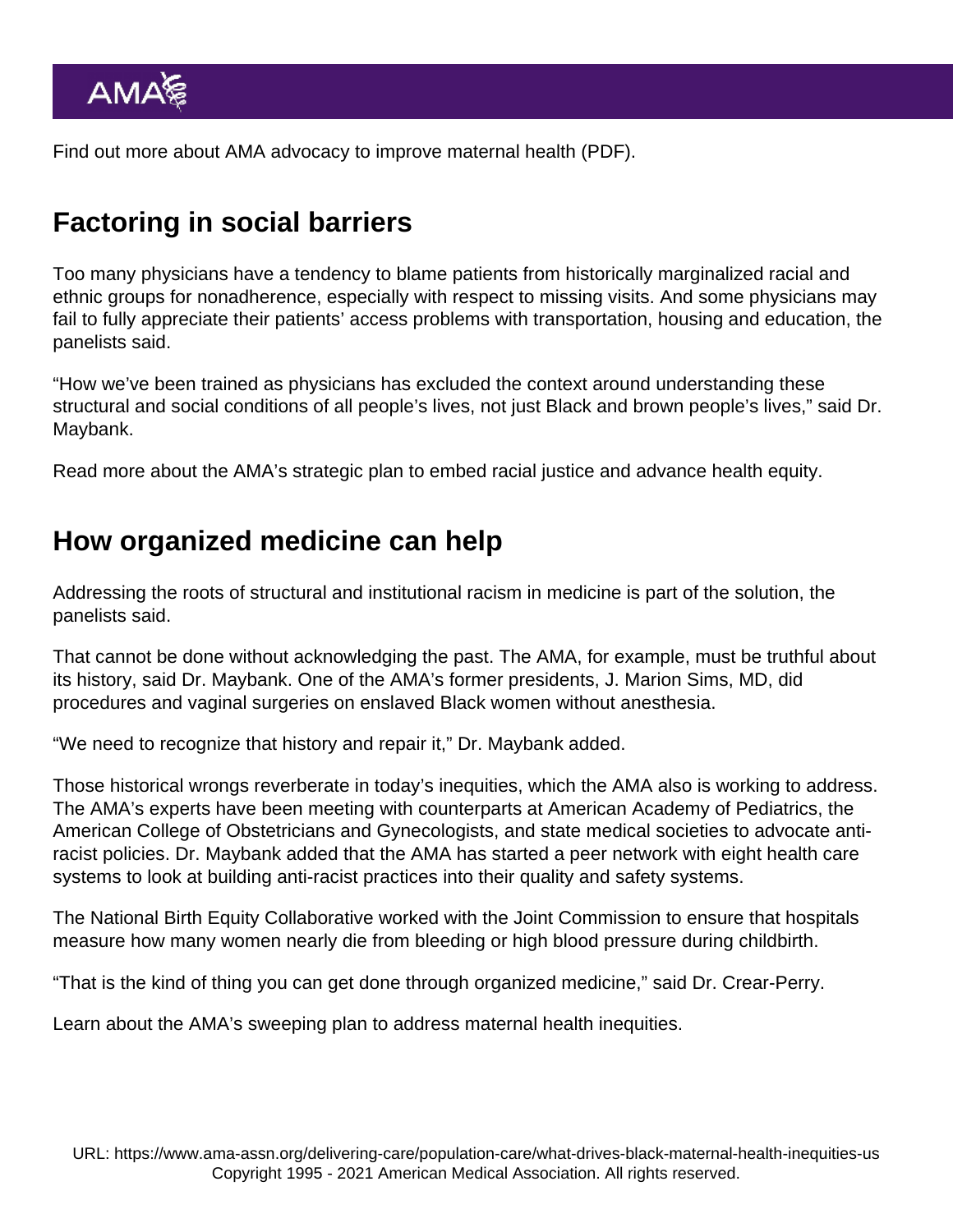Find out more about AMA advocacy to improve maternal health (PDF).

## Factoring in social barriers

Too many physicians have a tendency to blame patients from historically marginalized racial and ethnic groups for nonadherence, especially with respect to missing visits. And some physicians may fail to fully appreciate their patients' access problems with transportation, housing and education, the panelists said.

"How we've been trained as physicians has excluded the context around understanding these structural and social conditions of all people's lives, not just Black and brown people's lives," said Dr. Maybank.

Read more about the AMA's strategic plan to embed racial justice and advance health equity.

## How organized medicine can help

Addressing the roots of structural and institutional racism in medicine is part of the solution, the panelists said.

That cannot be done without acknowledging the past. The AMA, for example, must be truthful about its history, said Dr. Maybank. One of the AMA's former presidents, J. Marion Sims, MD, did procedures and vaginal surgeries on enslaved Black women without anesthesia.

"We need to recognize that history and repair it," Dr. Maybank added.

Those historical wrongs reverberate in today's inequities, which the AMA also is working to address. The AMA's experts have been meeting with counterparts at American Academy of Pediatrics, the American College of Obstetricians and Gynecologists, and state medical societies to advocate anti-racist policies. Dr. Maybank added that the AMA has started a peer network with eight health care systems to look at building anti-racist practices into their quality and safety systems.

The National Birth Equity Collaborative worked with the Joint Commission to ensure that hospitals measure how many women nearly die from bleeding or high blood pressure during childbirth.

"That is the kind of thing you can get done through organized medicine," said Dr. Crear-Perry.

Learn about the AMA's sweeping plan to address maternal health inequities.